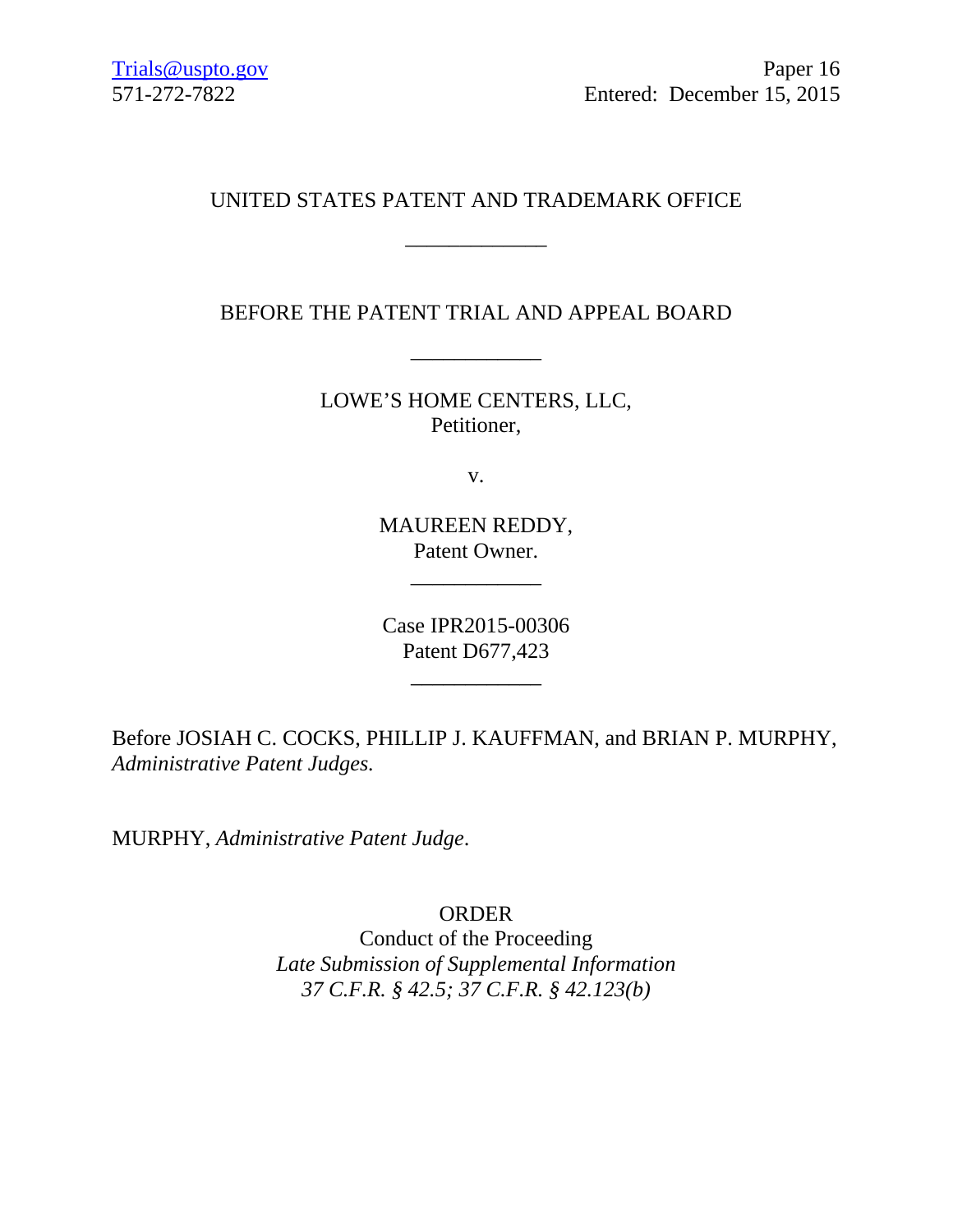Trials@uspto.gov
571-272-7822

Paper 16
Entered: December 15, 2015

UNITED STATES PATENT AND TRADEMARK OFFICE

---

BEFORE THE PATENT TRIAL AND APPEAL BOARD

---

LOWE'S HOME CENTERS, LLC,
Petitioner,

v.

MAUREEN REDDY,
Patent Owner.

---

Case IPR2015-00306
Patent D677,423

---

Before JOSIAH C. COCKS, PHILLIP J. KAUFFMAN, and BRIAN P. MURPHY, *Administrative Patent Judges.*

MURPHY, *Administrative Patent Judge*.

ORDER
Conduct of the Proceeding
*Late Submission of Supplemental Information*
*37 C.F.R. § 42.5; 37 C.F.R. § 42.123(b)*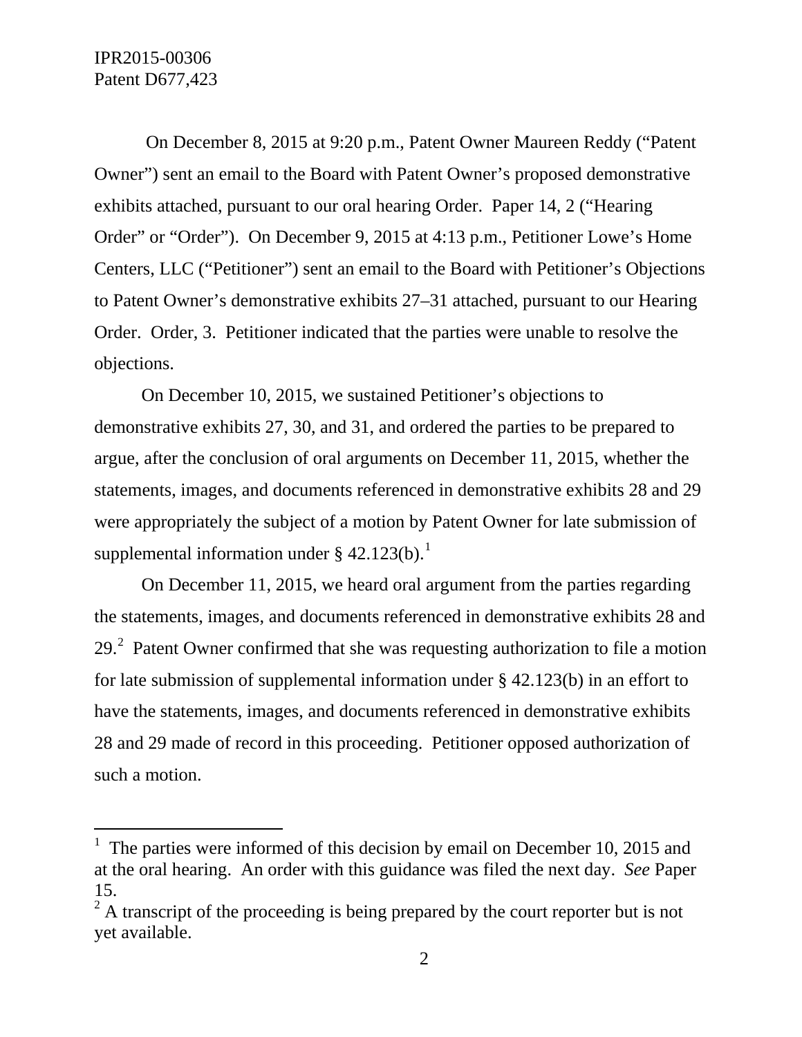On December 8, 2015 at 9:20 p.m., Patent Owner Maureen Reddy ("Patent Owner") sent an email to the Board with Patent Owner's proposed demonstrative exhibits attached, pursuant to our oral hearing Order. Paper 14, 2 ("Hearing Order" or "Order"). On December 9, 2015 at 4:13 p.m., Petitioner Lowe's Home Centers, LLC ("Petitioner") sent an email to the Board with Petitioner's Objections to Patent Owner's demonstrative exhibits 27–31 attached, pursuant to our Hearing Order. Order, 3. Petitioner indicated that the parties were unable to resolve the objections.

On December 10, 2015, we sustained Petitioner's objections to demonstrative exhibits 27, 30, and 31, and ordered the parties to be prepared to argue, after the conclusion of oral arguments on December 11, 2015, whether the statements, images, and documents referenced in demonstrative exhibits 28 and 29 were appropriately the subject of a motion by Patent Owner for late submission of supplemental information under § 42.123(b).[1]

On December 11, 2015, we heard oral argument from the parties regarding the statements, images, and documents referenced in demonstrative exhibits 28 and 29.[2] Patent Owner confirmed that she was requesting authorization to file a motion for late submission of supplemental information under § 42.123(b) in an effort to have the statements, images, and documents referenced in demonstrative exhibits 28 and 29 made of record in this proceeding. Petitioner opposed authorization of such a motion.

---

[1] The parties were informed of this decision by email on December 10, 2015 and at the oral hearing. An order with this guidance was filed the next day. *See* Paper 15.

[2] A transcript of the proceeding is being prepared by the court reporter but is not yet available.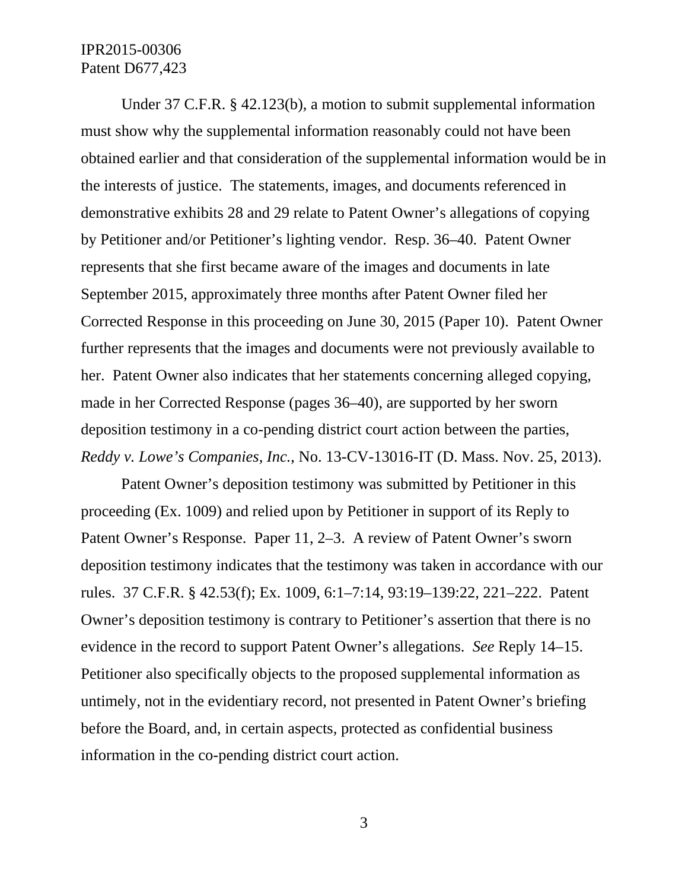Under 37 C.F.R. § 42.123(b), a motion to submit supplemental information must show why the supplemental information reasonably could not have been obtained earlier and that consideration of the supplemental information would be in the interests of justice. The statements, images, and documents referenced in demonstrative exhibits 28 and 29 relate to Patent Owner's allegations of copying by Petitioner and/or Petitioner's lighting vendor. Resp. 36–40. Patent Owner represents that she first became aware of the images and documents in late September 2015, approximately three months after Patent Owner filed her Corrected Response in this proceeding on June 30, 2015 (Paper 10). Patent Owner further represents that the images and documents were not previously available to her. Patent Owner also indicates that her statements concerning alleged copying, made in her Corrected Response (pages 36–40), are supported by her sworn deposition testimony in a co-pending district court action between the parties, *Reddy v. Lowe's Companies, Inc.*, No. 13-CV-13016-IT (D. Mass. Nov. 25, 2013).

Patent Owner's deposition testimony was submitted by Petitioner in this proceeding (Ex. 1009) and relied upon by Petitioner in support of its Reply to Patent Owner's Response. Paper 11, 2–3. A review of Patent Owner's sworn deposition testimony indicates that the testimony was taken in accordance with our rules. 37 C.F.R. § 42.53(f); Ex. 1009, 6:1–7:14, 93:19–139:22, 221–222. Patent Owner's deposition testimony is contrary to Petitioner's assertion that there is no evidence in the record to support Patent Owner's allegations. *See* Reply 14–15. Petitioner also specifically objects to the proposed supplemental information as untimely, not in the evidentiary record, not presented in Patent Owner's briefing before the Board, and, in certain aspects, protected as confidential business information in the co-pending district court action.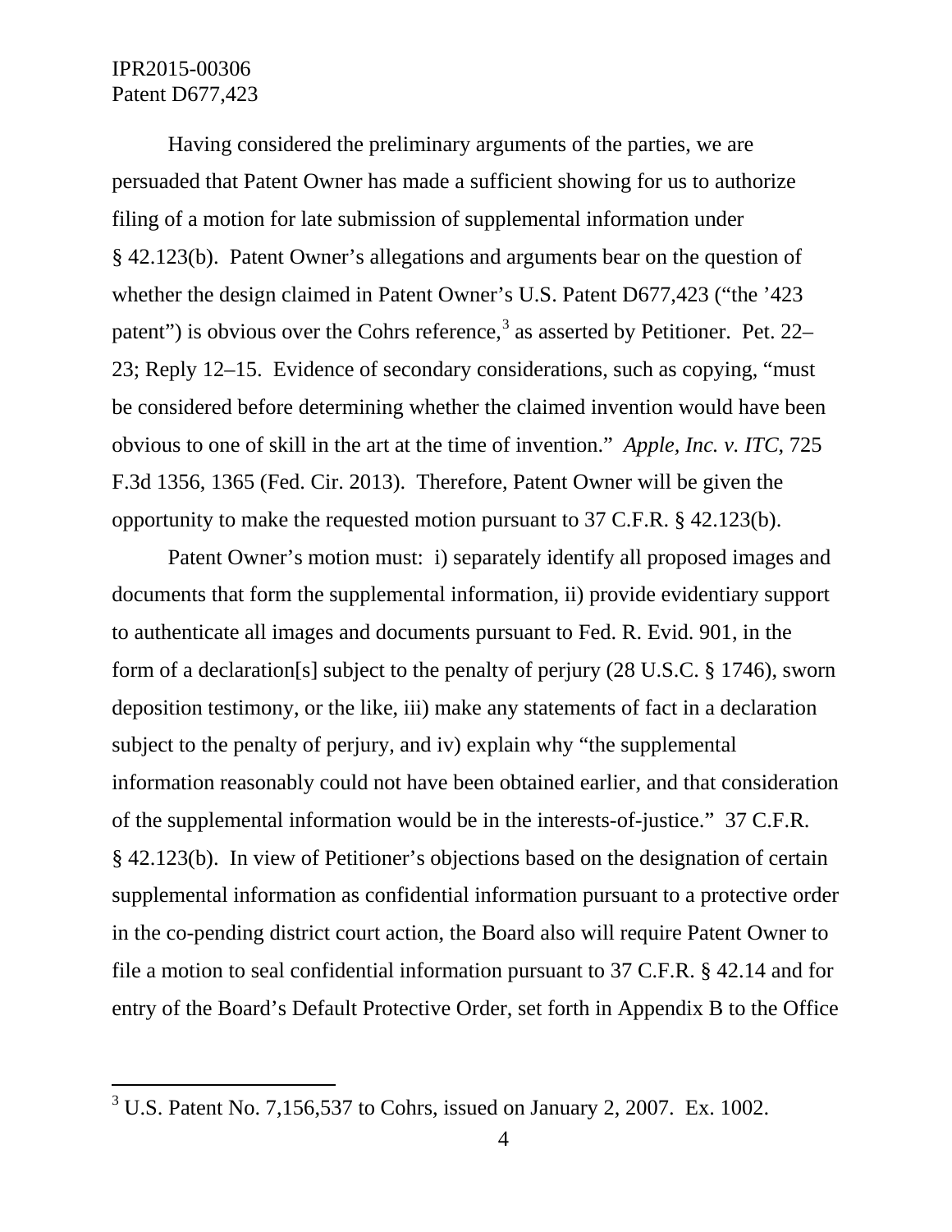Having considered the preliminary arguments of the parties, we are persuaded that Patent Owner has made a sufficient showing for us to authorize filing of a motion for late submission of supplemental information under § 42.123(b). Patent Owner's allegations and arguments bear on the question of whether the design claimed in Patent Owner's U.S. Patent D677,423 ("the '423 patent") is obvious over the Cohrs reference,[3] as asserted by Petitioner. Pet. 22–23; Reply 12–15. Evidence of secondary considerations, such as copying, "must be considered before determining whether the claimed invention would have been obvious to one of skill in the art at the time of invention." *Apple, Inc. v. ITC*, 725 F.3d 1356, 1365 (Fed. Cir. 2013). Therefore, Patent Owner will be given the opportunity to make the requested motion pursuant to 37 C.F.R. § 42.123(b).

Patent Owner's motion must: i) separately identify all proposed images and documents that form the supplemental information, ii) provide evidentiary support to authenticate all images and documents pursuant to Fed. R. Evid. 901, in the form of a declaration[s] subject to the penalty of perjury (28 U.S.C. § 1746), sworn deposition testimony, or the like, iii) make any statements of fact in a declaration subject to the penalty of perjury, and iv) explain why "the supplemental information reasonably could not have been obtained earlier, and that consideration of the supplemental information would be in the interests-of-justice." 37 C.F.R. § 42.123(b). In view of Petitioner's objections based on the designation of certain supplemental information as confidential information pursuant to a protective order in the co-pending district court action, the Board also will require Patent Owner to file a motion to seal confidential information pursuant to 37 C.F.R. § 42.14 and for entry of the Board's Default Protective Order, set forth in Appendix B to the Office

[3] U.S. Patent No. 7,156,537 to Cohrs, issued on January 2, 2007. Ex. 1002.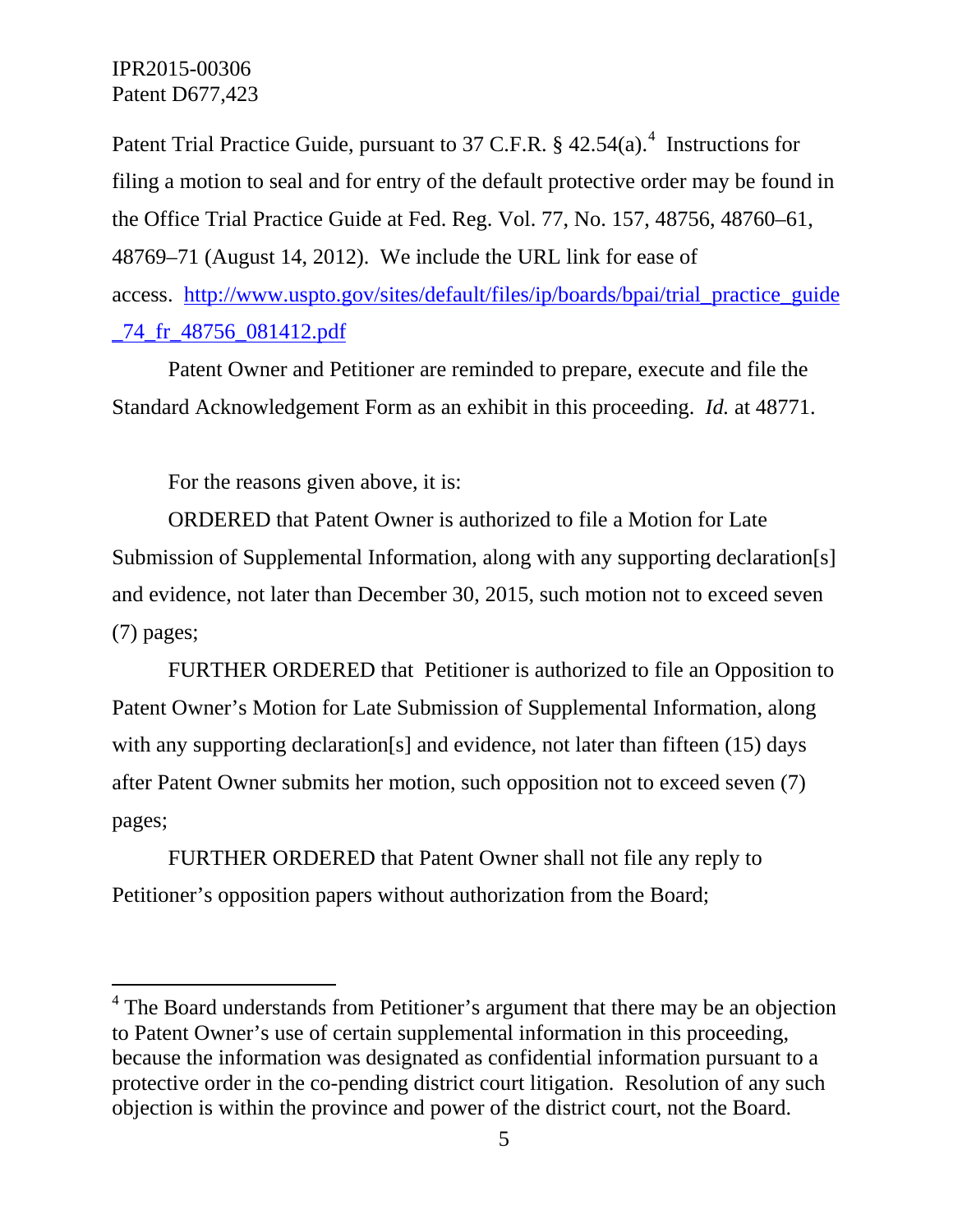Patent Trial Practice Guide, pursuant to 37 C.F.R. § 42.54(a).[4] Instructions for filing a motion to seal and for entry of the default protective order may be found in the Office Trial Practice Guide at Fed. Reg. Vol. 77, No. 157, 48756, 48760–61, 48769–71 (August 14, 2012). We include the URL link for ease of access. http://www.uspto.gov/sites/default/files/ip/boards/bpai/trial_practice_guide_74_fr_48756_081412.pdf

Patent Owner and Petitioner are reminded to prepare, execute and file the Standard Acknowledgement Form as an exhibit in this proceeding. *Id.* at 48771.

For the reasons given above, it is:

ORDERED that Patent Owner is authorized to file a Motion for Late Submission of Supplemental Information, along with any supporting declaration[s] and evidence, not later than December 30, 2015, such motion not to exceed seven (7) pages;

FURTHER ORDERED that Petitioner is authorized to file an Opposition to Patent Owner's Motion for Late Submission of Supplemental Information, along with any supporting declaration[s] and evidence, not later than fifteen (15) days after Patent Owner submits her motion, such opposition not to exceed seven (7) pages;

FURTHER ORDERED that Patent Owner shall not file any reply to Petitioner's opposition papers without authorization from the Board;

---

[4] The Board understands from Petitioner's argument that there may be an objection to Patent Owner's use of certain supplemental information in this proceeding, because the information was designated as confidential information pursuant to a protective order in the co-pending district court litigation. Resolution of any such objection is within the province and power of the district court, not the Board.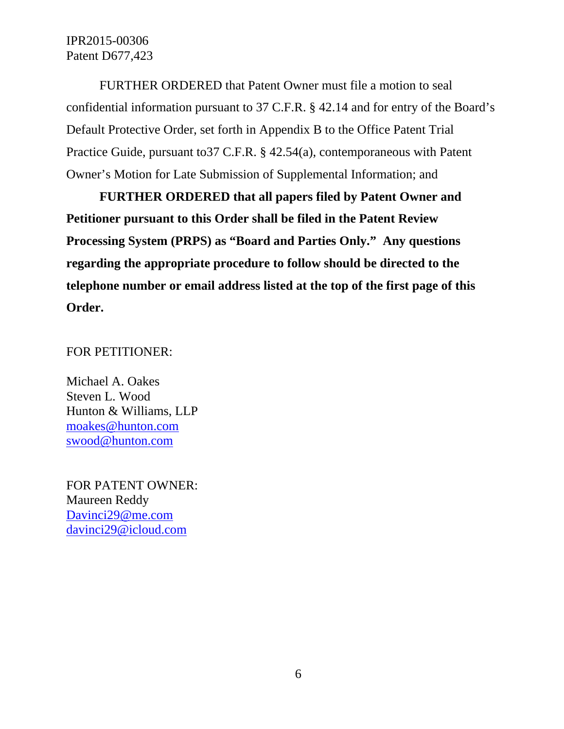FURTHER ORDERED that Patent Owner must file a motion to seal confidential information pursuant to 37 C.F.R. § 42.14 and for entry of the Board's Default Protective Order, set forth in Appendix B to the Office Patent Trial Practice Guide, pursuant to37 C.F.R. § 42.54(a), contemporaneous with Patent Owner's Motion for Late Submission of Supplemental Information; and

**FURTHER ORDERED that all papers filed by Patent Owner and Petitioner pursuant to this Order shall be filed in the Patent Review Processing System (PRPS) as "Board and Parties Only." Any questions regarding the appropriate procedure to follow should be directed to the telephone number or email address listed at the top of the first page of this Order.**

FOR PETITIONER:

Michael A. Oakes
Steven L. Wood
Hunton & Williams, LLP
moakes@hunton.com
swood@hunton.com

FOR PATENT OWNER:
Maureen Reddy
Davinci29@me.com
davinci29@icloud.com